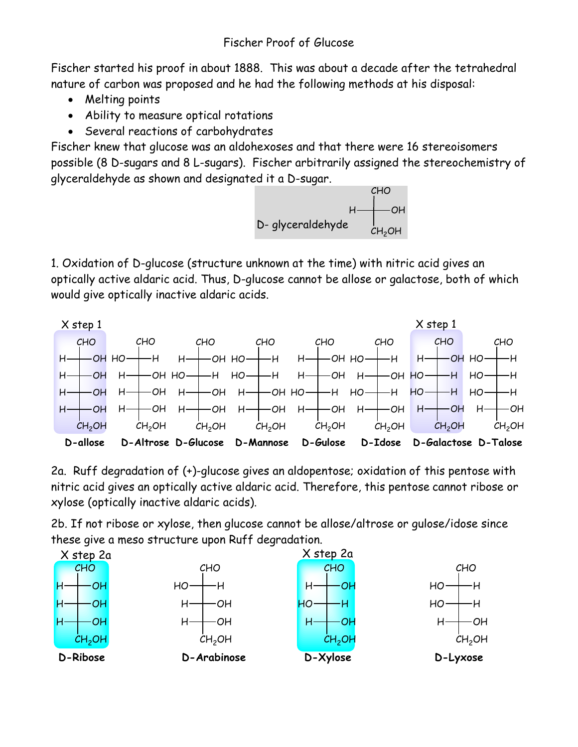# Fischer Proof of Glucose

Fischer started his proof in about 1888. This was about a decade after the tetrahedral nature of carbon was proposed and he had the following methods at his disposal:

- Melting points
- Ability to measure optical rotations
- Several reactions of carbohydrates

Fischer knew that glucose was an aldohexoses and that there were 16 stereoisomers possible (8 D-sugars and 8 L-sugars). Fischer arbitrarily assigned the stereochemistry of glyceraldehyde as shown and designated it a D-sugar.

D- glyceraldehyde: CHO / H—C—OH / $CH_2OH$

1. Oxidation of D-glucose (structure unknown at the time) with nitric acid gives an optically active aldaric acid. Thus, D-glucose cannot be allose or galactose, both of which would give optically inactive aldaric acids.

| | D-allose (X step 1) | D-Altrose | D-Glucose | D-Mannose | D-Gulose | D-Idose | D-Galactose (X step 1) | D-Talose |
|---|---|---|---|---|---|---|---|---|
| C1 | CHO | CHO | CHO | CHO | CHO | CHO | CHO | CHO |
| C2 | H—OH | HO—H | H—OH | HO—H | H—OH | HO—H | H—OH | HO—H |
| C3 | H—OH | H—OH | HO—H | HO—H | H—OH | H—OH | HO—H | HO—H |
| C4 | H—OH | H—OH | H—OH | H—OH | HO—H | HO—H | HO—H | HO—H |
| C5 | H—OH | H—OH | H—OH | H—OH | H—OH | H—OH | H—OH | H—OH |
| C6 | $CH_2OH$ | $CH_2OH$ | $CH_2OH$ | $CH_2OH$ | $CH_2OH$ | $CH_2OH$ | $CH_2OH$ | $CH_2OH$ |

2a. Ruff degradation of (+)-glucose gives an aldopentose; oxidation of this pentose with nitric acid gives an optically active aldaric acid. Therefore, this pentose cannot ribose or xylose (optically inactive aldaric acids).

2b. If not ribose or xylose, then glucose cannot be allose/altrose or gulose/idose since these give a meso structure upon Ruff degradation.

| | D-Ribose (X step 2a) | D-Arabinose | D-Xylose (X step 2a) | D-Lyxose |
|---|---|---|---|---|
| C1 | CHO | CHO | CHO | CHO |
| C2 | H—OH | HO—H | H—OH | HO—H |
| C3 | H—OH | H—OH | HO—H | HO—H |
| C4 | H—OH | H—OH | H—OH | H—OH |
| C5 | $CH_2OH$ | $CH_2OH$ | $CH_2OH$ | $CH_2OH$ |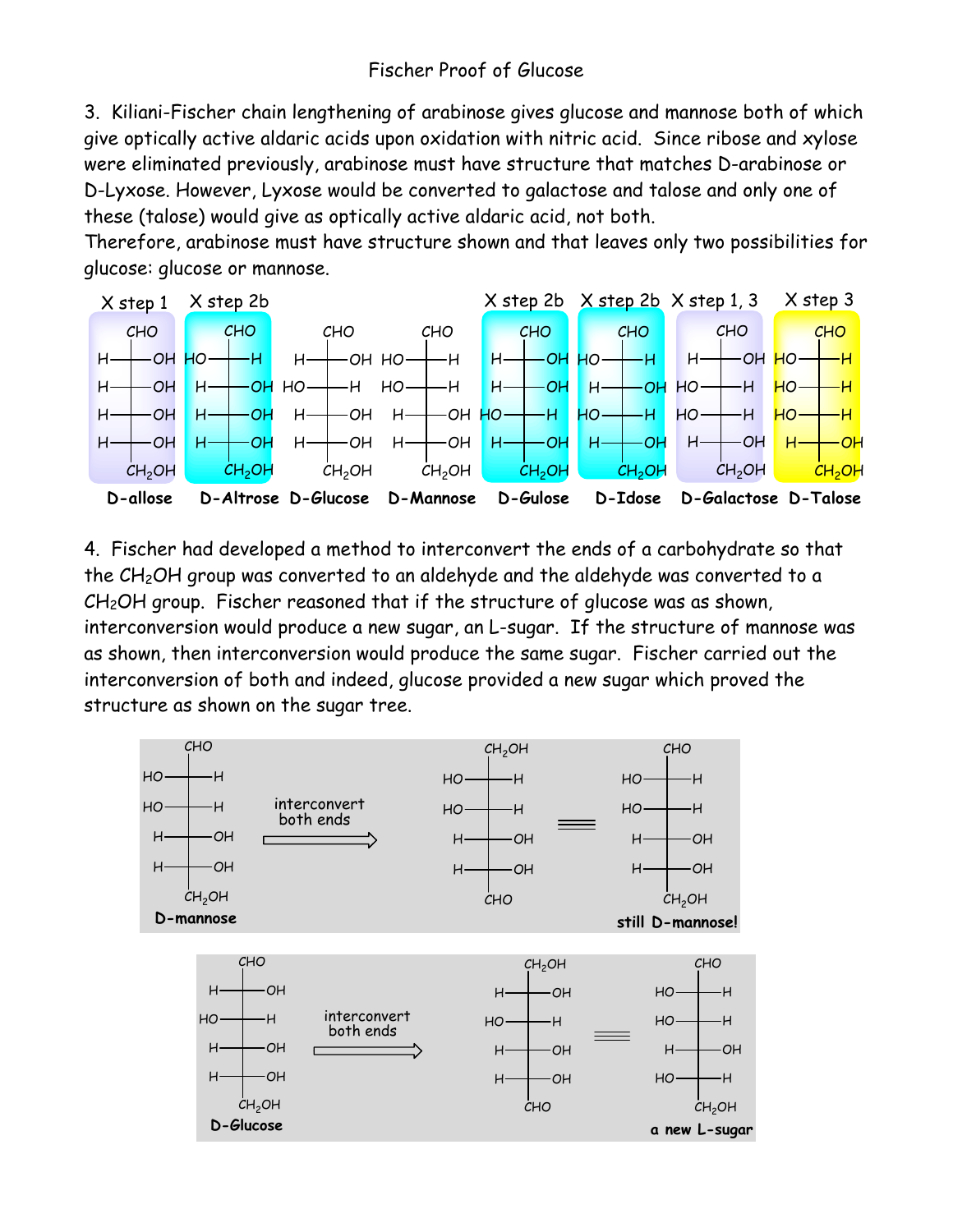Fischer Proof of Glucose

3. Kiliani-Fischer chain lengthening of arabinose gives glucose and mannose both of which give optically active aldaric acids upon oxidation with nitric acid. Since ribose and xylose were eliminated previously, arabinose must have structure that matches D-arabinose or D-Lyxose. However, Lyxose would be converted to galactose and talose and only one of these (talose) would give as optically active aldaric acid, not both.
Therefore, arabinose must have structure shown and that leaves only two possibilities for glucose: glucose or mannose.

X step 1 | X step 2b | | | X step 2b | X step 2b | X step 1, 3 | X step 3

D-allose | D-Altrose | D-Glucose | D-Mannose | D-Gulose | D-Idose | D-Galactose | D-Talose

4. Fischer had developed a method to interconvert the ends of a carbohydrate so that the $CH_2OH$ group was converted to an aldehyde and the aldehyde was converted to a $CH_2OH$ group. Fischer reasoned that if the structure of glucose was as shown, interconversion would produce a new sugar, an L-sugar. If the structure of mannose was as shown, then interconversion would produce the same sugar. Fischer carried out the interconversion of both and indeed, glucose provided a new sugar which proved the structure as shown on the sugar tree.

D-mannose → interconvert both ends → still D-mannose!

D-Glucose → interconvert both ends → a new L-sugar